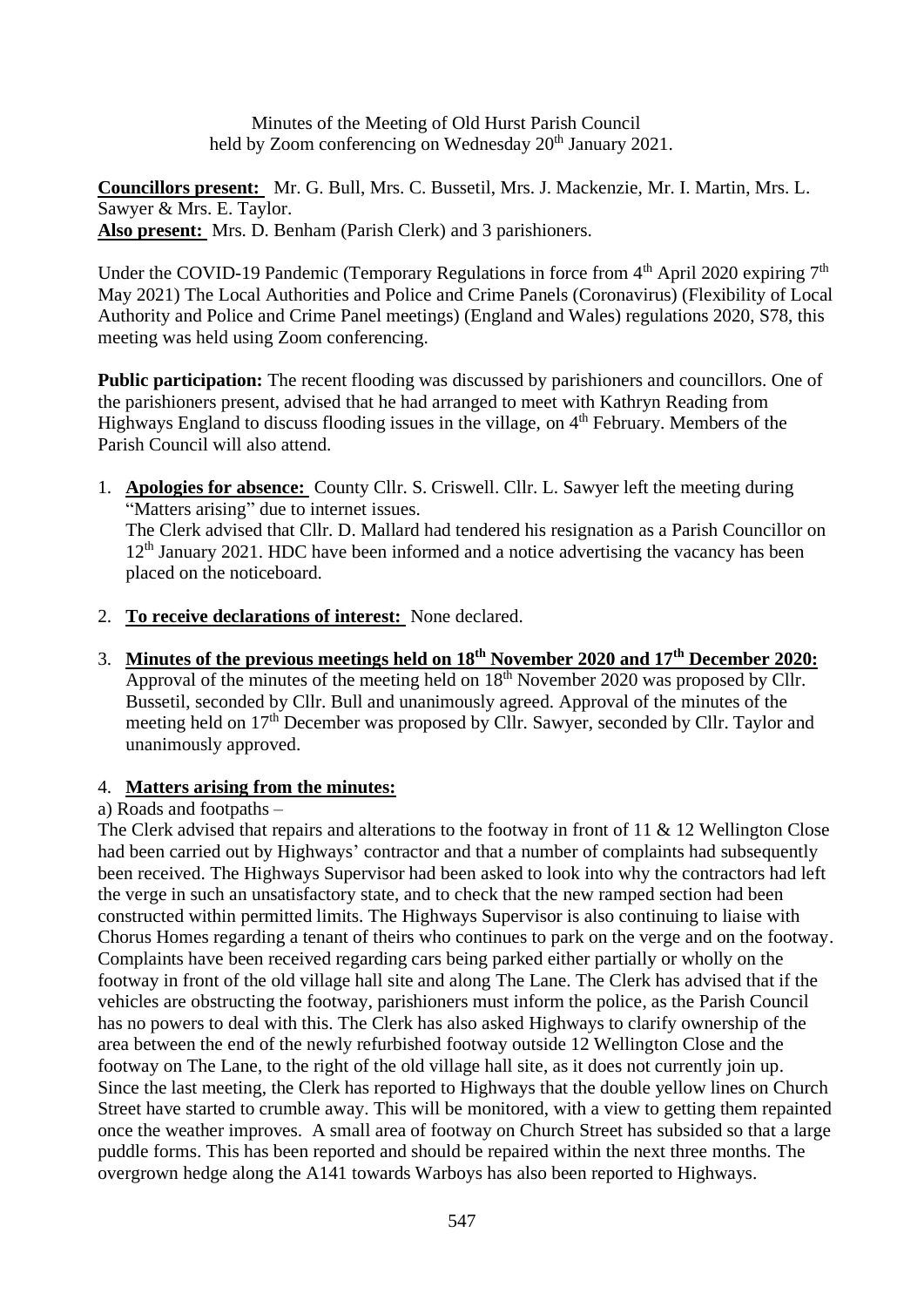Minutes of the Meeting of Old Hurst Parish Council
held by Zoom conferencing on Wednesday 20th January 2021.

**Councillors present:** Mr. G. Bull, Mrs. C. Bussetil, Mrs. J. Mackenzie, Mr. I. Martin, Mrs. L. Sawyer & Mrs. E. Taylor.
**Also present:** Mrs. D. Benham (Parish Clerk) and 3 parishioners.

Under the COVID-19 Pandemic (Temporary Regulations in force from 4th April 2020 expiring 7th May 2021) The Local Authorities and Police and Crime Panels (Coronavirus) (Flexibility of Local Authority and Police and Crime Panel meetings) (England and Wales) regulations 2020, S78, this meeting was held using Zoom conferencing.

**Public participation:** The recent flooding was discussed by parishioners and councillors. One of the parishioners present, advised that he had arranged to meet with Kathryn Reading from Highways England to discuss flooding issues in the village, on 4th February. Members of the Parish Council will also attend.

1. **Apologies for absence:** County Cllr. S. Criswell. Cllr. L. Sawyer left the meeting during "Matters arising" due to internet issues.
   The Clerk advised that Cllr. D. Mallard had tendered his resignation as a Parish Councillor on 12th January 2021. HDC have been informed and a notice advertising the vacancy has been placed on the noticeboard.

2. **To receive declarations of interest:** None declared.

3. **Minutes of the previous meetings held on 18th November 2020 and 17th December 2020:** Approval of the minutes of the meeting held on 18th November 2020 was proposed by Cllr. Bussetil, seconded by Cllr. Bull and unanimously agreed. Approval of the minutes of the meeting held on 17th December was proposed by Cllr. Sawyer, seconded by Cllr. Taylor and unanimously approved.

4. **Matters arising from the minutes:**

a) Roads and footpaths –

The Clerk advised that repairs and alterations to the footway in front of 11 & 12 Wellington Close had been carried out by Highways' contractor and that a number of complaints had subsequently been received. The Highways Supervisor had been asked to look into why the contractors had left the verge in such an unsatisfactory state, and to check that the new ramped section had been constructed within permitted limits. The Highways Supervisor is also continuing to liaise with Chorus Homes regarding a tenant of theirs who continues to park on the verge and on the footway. Complaints have been received regarding cars being parked either partially or wholly on the footway in front of the old village hall site and along The Lane. The Clerk has advised that if the vehicles are obstructing the footway, parishioners must inform the police, as the Parish Council has no powers to deal with this. The Clerk has also asked Highways to clarify ownership of the area between the end of the newly refurbished footway outside 12 Wellington Close and the footway on The Lane, to the right of the old village hall site, as it does not currently join up. Since the last meeting, the Clerk has reported to Highways that the double yellow lines on Church Street have started to crumble away. This will be monitored, with a view to getting them repainted once the weather improves. A small area of footway on Church Street has subsided so that a large puddle forms. This has been reported and should be repaired within the next three months. The overgrown hedge along the A141 towards Warboys has also been reported to Highways.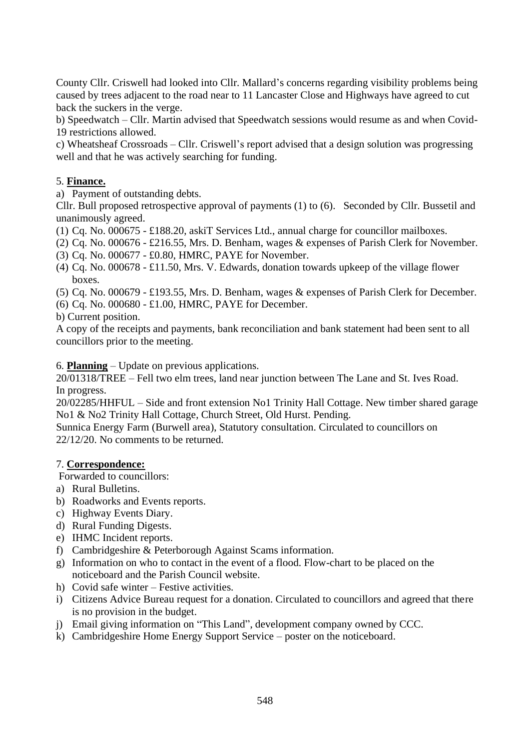County Cllr. Criswell had looked into Cllr. Mallard's concerns regarding visibility problems being caused by trees adjacent to the road near to 11 Lancaster Close and Highways have agreed to cut back the suckers in the verge.

b) Speedwatch – Cllr. Martin advised that Speedwatch sessions would resume as and when Covid-19 restrictions allowed.

c) Wheatsheaf Crossroads – Cllr. Criswell's report advised that a design solution was progressing well and that he was actively searching for funding.

5. **Finance.**

a) Payment of outstanding debts.

Cllr. Bull proposed retrospective approval of payments (1) to (6). Seconded by Cllr. Bussetil and unanimously agreed.

(1) Cq. No. 000675 - £188.20, askiT Services Ltd., annual charge for councillor mailboxes.
(2) Cq. No. 000676 - £216.55, Mrs. D. Benham, wages & expenses of Parish Clerk for November.
(3) Cq. No. 000677 - £0.80, HMRC, PAYE for November.
(4) Cq. No. 000678 - £11.50, Mrs. V. Edwards, donation towards upkeep of the village flower boxes.
(5) Cq. No. 000679 - £193.55, Mrs. D. Benham, wages & expenses of Parish Clerk for December.
(6) Cq. No. 000680 - £1.00, HMRC, PAYE for December.

b) Current position.

A copy of the receipts and payments, bank reconciliation and bank statement had been sent to all councillors prior to the meeting.

6. **Planning** – Update on previous applications.

20/01318/TREE – Fell two elm trees, land near junction between The Lane and St. Ives Road. In progress.

20/02285/HHFUL – Side and front extension No1 Trinity Hall Cottage. New timber shared garage No1 & No2 Trinity Hall Cottage, Church Street, Old Hurst. Pending.

Sunnica Energy Farm (Burwell area), Statutory consultation. Circulated to councillors on 22/12/20. No comments to be returned.

7. **Correspondence:**

Forwarded to councillors:

a) Rural Bulletins.
b) Roadworks and Events reports.
c) Highway Events Diary.
d) Rural Funding Digests.
e) IHMC Incident reports.
f) Cambridgeshire & Peterborough Against Scams information.
g) Information on who to contact in the event of a flood. Flow-chart to be placed on the noticeboard and the Parish Council website.
h) Covid safe winter – Festive activities.
i) Citizens Advice Bureau request for a donation. Circulated to councillors and agreed that there is no provision in the budget.
j) Email giving information on "This Land", development company owned by CCC.
k) Cambridgeshire Home Energy Support Service – poster on the noticeboard.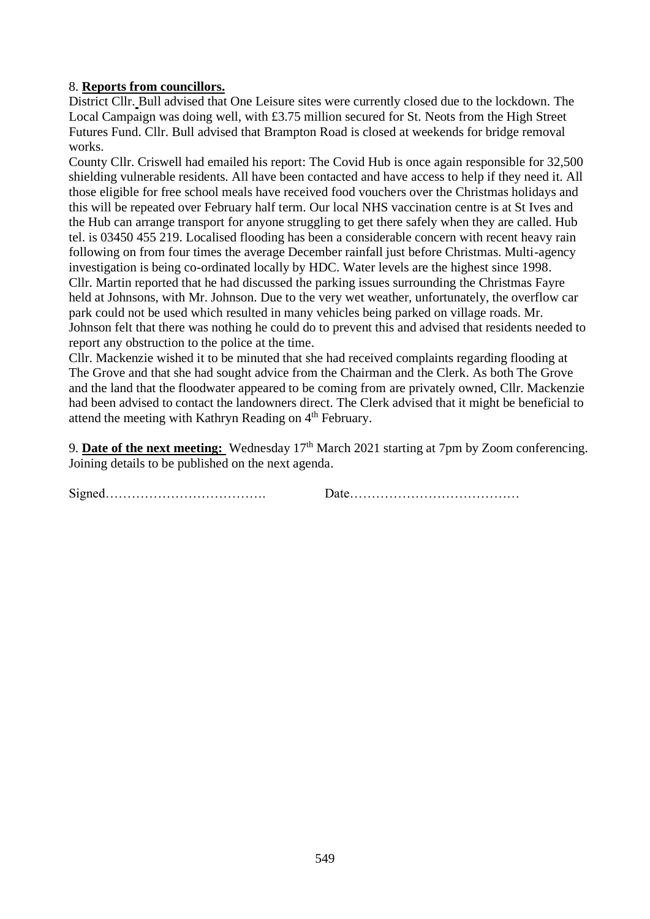8. **Reports from councillors.**

District Cllr. Bull advised that One Leisure sites were currently closed due to the lockdown. The Local Campaign was doing well, with £3.75 million secured for St. Neots from the High Street Futures Fund. Cllr. Bull advised that Brampton Road is closed at weekends for bridge removal works.

County Cllr. Criswell had emailed his report: The Covid Hub is once again responsible for 32,500 shielding vulnerable residents. All have been contacted and have access to help if they need it. All those eligible for free school meals have received food vouchers over the Christmas holidays and this will be repeated over February half term. Our local NHS vaccination centre is at St Ives and the Hub can arrange transport for anyone struggling to get there safely when they are called. Hub tel. is 03450 455 219. Localised flooding has been a considerable concern with recent heavy rain following on from four times the average December rainfall just before Christmas. Multi-agency investigation is being co-ordinated locally by HDC. Water levels are the highest since 1998.

Cllr. Martin reported that he had discussed the parking issues surrounding the Christmas Fayre held at Johnsons, with Mr. Johnson. Due to the very wet weather, unfortunately, the overflow car park could not be used which resulted in many vehicles being parked on village roads. Mr. Johnson felt that there was nothing he could do to prevent this and advised that residents needed to report any obstruction to the police at the time.

Cllr. Mackenzie wished it to be minuted that she had received complaints regarding flooding at The Grove and that she had sought advice from the Chairman and the Clerk. As both The Grove and the land that the floodwater appeared to be coming from are privately owned, Cllr. Mackenzie had been advised to contact the landowners direct. The Clerk advised that it might be beneficial to attend the meeting with Kathryn Reading on 4th February.

9. **Date of the next meeting:** Wednesday 17th March 2021 starting at 7pm by Zoom conferencing. Joining details to be published on the next agenda.

Signed………………………………. Date…………………………………